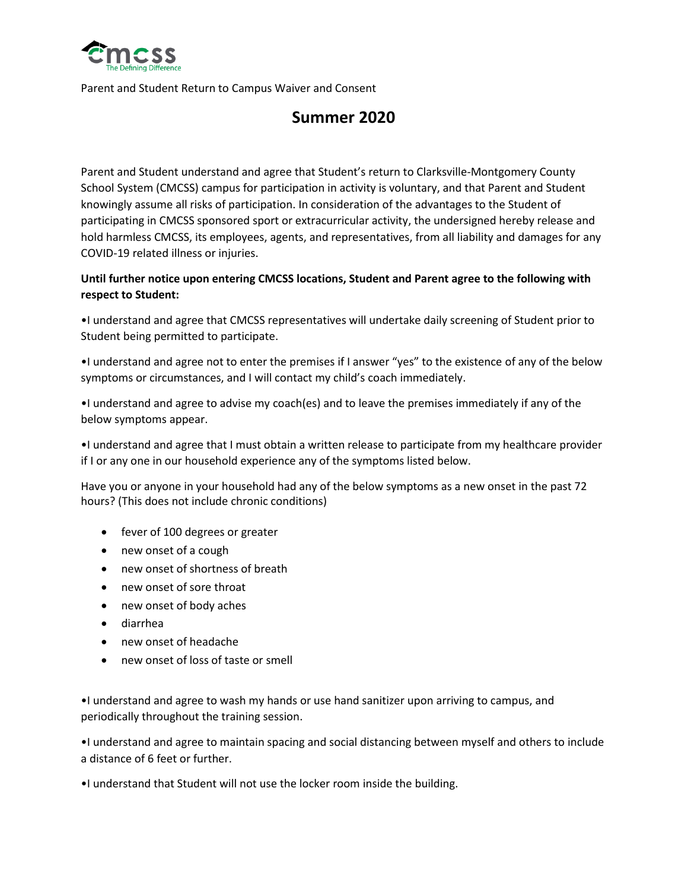cmcss
The Defining Difference

Parent and Student Return to Campus Waiver and Consent

# Summer 2020

Parent and Student understand and agree that Student's return to Clarksville-Montgomery County School System (CMCSS) campus for participation in activity is voluntary, and that Parent and Student knowingly assume all risks of participation. In consideration of the advantages to the Student of participating in CMCSS sponsored sport or extracurricular activity, the undersigned hereby release and hold harmless CMCSS, its employees, agents, and representatives, from all liability and damages for any COVID-19 related illness or injuries.

**Until further notice upon entering CMCSS locations, Student and Parent agree to the following with respect to Student:**

•I understand and agree that CMCSS representatives will undertake daily screening of Student prior to Student being permitted to participate.

•I understand and agree not to enter the premises if I answer "yes" to the existence of any of the below symptoms or circumstances, and I will contact my child's coach immediately.

•I understand and agree to advise my coach(es) and to leave the premises immediately if any of the below symptoms appear.

•I understand and agree that I must obtain a written release to participate from my healthcare provider if I or any one in our household experience any of the symptoms listed below.

Have you or anyone in your household had any of the below symptoms as a new onset in the past 72 hours? (This does not include chronic conditions)

- fever of 100 degrees or greater
- new onset of a cough
- new onset of shortness of breath
- new onset of sore throat
- new onset of body aches
- diarrhea
- new onset of headache
- new onset of loss of taste or smell

•I understand and agree to wash my hands or use hand sanitizer upon arriving to campus, and periodically throughout the training session.

•I understand and agree to maintain spacing and social distancing between myself and others to include a distance of 6 feet or further.

•I understand that Student will not use the locker room inside the building.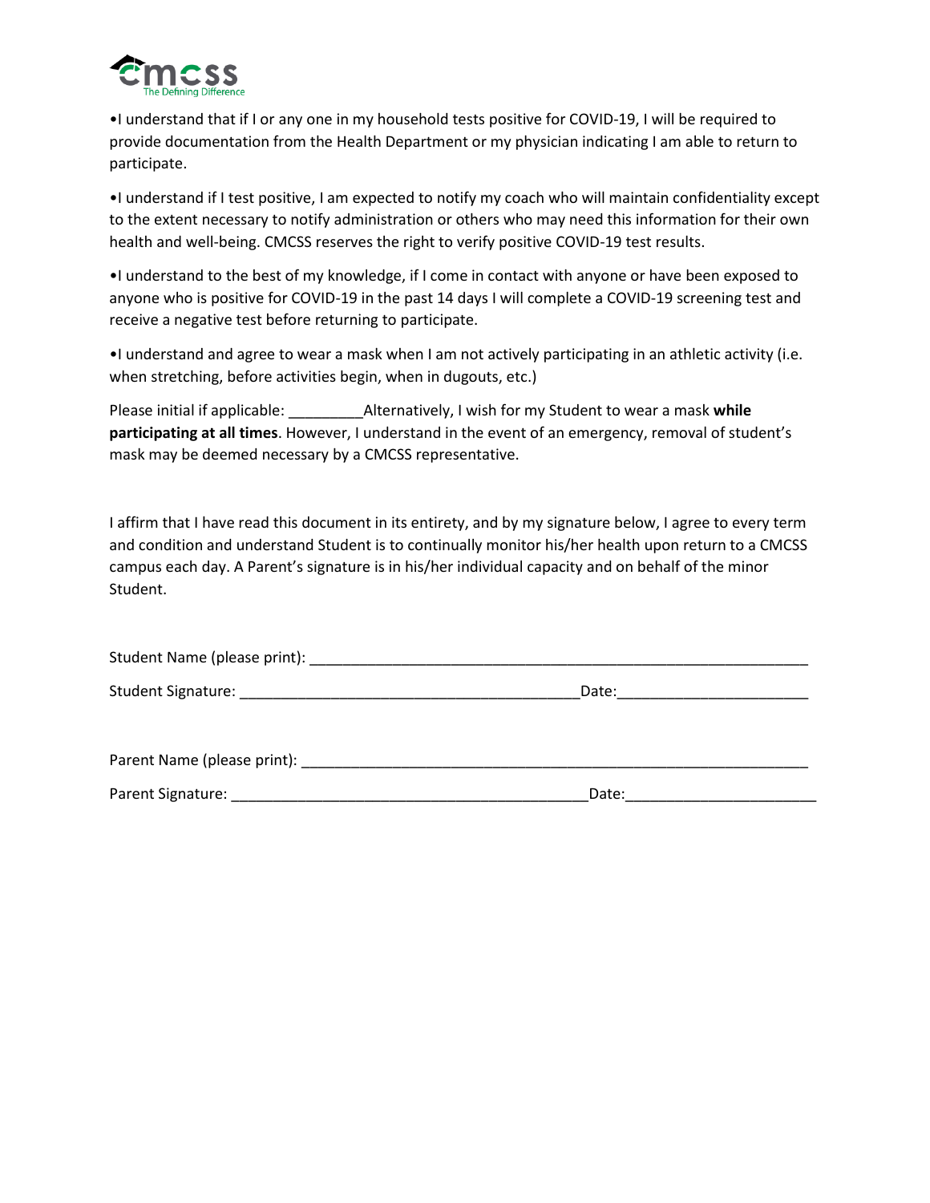•I understand that if I or any one in my household tests positive for COVID-19, I will be required to provide documentation from the Health Department or my physician indicating I am able to return to participate.

•I understand if I test positive, I am expected to notify my coach who will maintain confidentiality except to the extent necessary to notify administration or others who may need this information for their own health and well-being. CMCSS reserves the right to verify positive COVID-19 test results.

•I understand to the best of my knowledge, if I come in contact with anyone or have been exposed to anyone who is positive for COVID-19 in the past 14 days I will complete a COVID-19 screening test and receive a negative test before returning to participate.

•I understand and agree to wear a mask when I am not actively participating in an athletic activity (i.e. when stretching, before activities begin, when in dugouts, etc.)

Please initial if applicable: _________Alternatively, I wish for my Student to wear a mask **while participating at all times**. However, I understand in the event of an emergency, removal of student's mask may be deemed necessary by a CMCSS representative.

I affirm that I have read this document in its entirety, and by my signature below, I agree to every term and condition and understand Student is to continually monitor his/her health upon return to a CMCSS campus each day. A Parent's signature is in his/her individual capacity and on behalf of the minor Student.

Student Name (please print): ______________________________________________________________

Student Signature: ________________________________________Date:______________________

Parent Name (please print): _______________________________________________________________

Parent Signature: __________________________________________Date:______________________